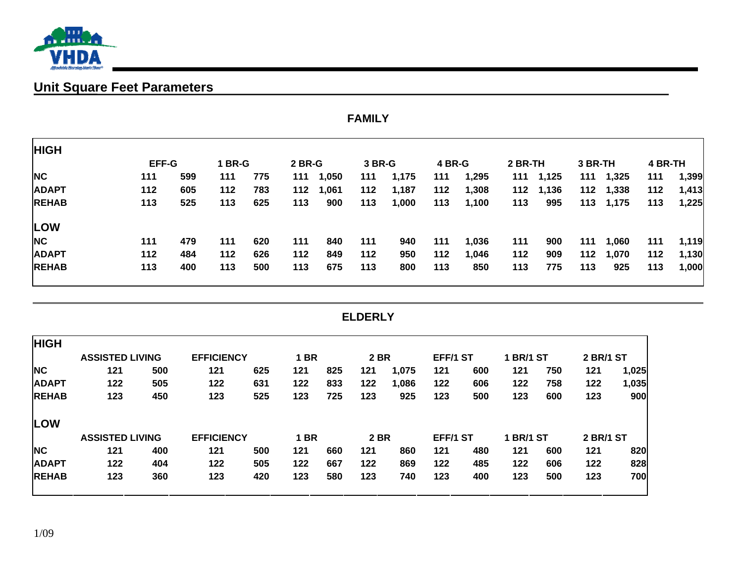## Unit Square Feet Parameters

### FAMILY

| HIGH | EFF-G | | 1 BR-G | | 2 BR-G | | 3 BR-G | | 4 BR-G | | 2 BR-TH | | 3 BR-TH | | 4 BR-TH | |
|---|---|---|---|---|---|---|---|---|---|---|---|---|---|---|---|---|
| NC | 111 | 599 | 111 | 775 | 111 | 1,050 | 111 | 1,175 | 111 | 1,295 | 111 | 1,125 | 111 | 1,325 | 111 | 1,399 |
| ADAPT | 112 | 605 | 112 | 783 | 112 | 1,061 | 112 | 1,187 | 112 | 1,308 | 112 | 1,136 | 112 | 1,338 | 112 | 1,413 |
| REHAB | 113 | 525 | 113 | 625 | 113 | 900 | 113 | 1,000 | 113 | 1,100 | 113 | 995 | 113 | 1,175 | 113 | 1,225 |
| **LOW** | | | | | | | | | | | | | | | | |
| NC | 111 | 479 | 111 | 620 | 111 | 840 | 111 | 940 | 111 | 1,036 | 111 | 900 | 111 | 1,060 | 111 | 1,119 |
| ADAPT | 112 | 484 | 112 | 626 | 112 | 849 | 112 | 950 | 112 | 1,046 | 112 | 909 | 112 | 1,070 | 112 | 1,130 |
| REHAB | 113 | 400 | 113 | 500 | 113 | 675 | 113 | 800 | 113 | 850 | 113 | 775 | 113 | 925 | 113 | 1,000 |

### ELDERLY

| HIGH | ASSISTED LIVING | | EFFICIENCY | | 1 BR | | 2 BR | | EFF/1 ST | | 1 BR/1 ST | | 2 BR/1 ST | |
|---|---|---|---|---|---|---|---|---|---|---|---|---|---|---|
| NC | 121 | 500 | 121 | 625 | 121 | 825 | 121 | 1,075 | 121 | 600 | 121 | 750 | 121 | 1,025 |
| ADAPT | 122 | 505 | 122 | 631 | 122 | 833 | 122 | 1,086 | 122 | 606 | 122 | 758 | 122 | 1,035 |
| REHAB | 123 | 450 | 123 | 525 | 123 | 725 | 123 | 925 | 123 | 500 | 123 | 600 | 123 | 900 |

| LOW | ASSISTED LIVING | | EFFICIENCY | | 1 BR | | 2 BR | | EFF/1 ST | | 1 BR/1 ST | | 2 BR/1 ST | |
|---|---|---|---|---|---|---|---|---|---|---|---|---|---|---|
| NC | 121 | 400 | 121 | 500 | 121 | 660 | 121 | 860 | 121 | 480 | 121 | 600 | 121 | 820 |
| ADAPT | 122 | 404 | 122 | 505 | 122 | 667 | 122 | 869 | 122 | 485 | 122 | 606 | 122 | 828 |
| REHAB | 123 | 360 | 123 | 420 | 123 | 580 | 123 | 740 | 123 | 400 | 123 | 500 | 123 | 700 |

1/09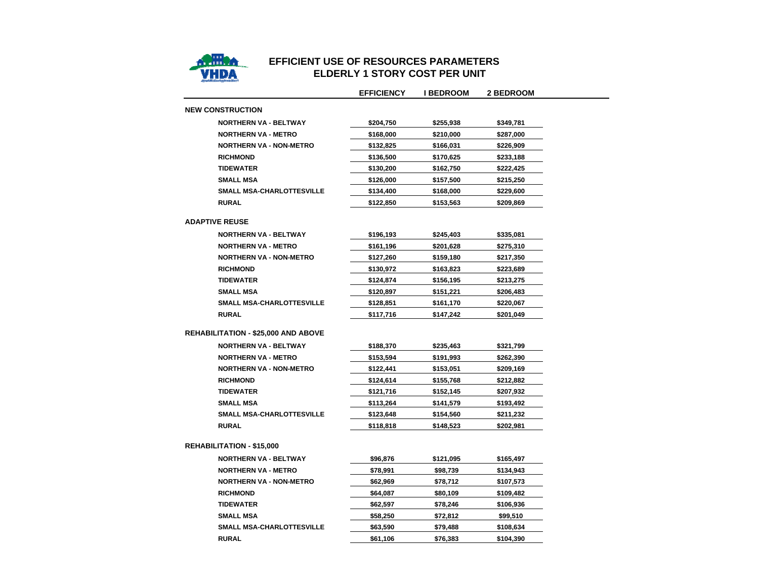# EFFICIENT USE OF RESOURCES PARAMETERS
## ELDERLY 1 STORY COST PER UNIT

| | EFFICIENCY | I BEDROOM | 2 BEDROOM |
|---|---|---|---|
| **NEW CONSTRUCTION** | | | |
| NORTHERN VA - BELTWAY | $204,750 | $255,938 | $349,781 |
| NORTHERN VA - METRO | $168,000 | $210,000 | $287,000 |
| NORTHERN VA - NON-METRO | $132,825 | $166,031 | $226,909 |
| RICHMOND | $136,500 | $170,625 | $233,188 |
| TIDEWATER | $130,200 | $162,750 | $222,425 |
| SMALL MSA | $126,000 | $157,500 | $215,250 |
| SMALL MSA-CHARLOTTESVILLE | $134,400 | $168,000 | $229,600 |
| RURAL | $122,850 | $153,563 | $209,869 |
| **ADAPTIVE REUSE** | | | |
| NORTHERN VA - BELTWAY | $196,193 | $245,403 | $335,081 |
| NORTHERN VA - METRO | $161,196 | $201,628 | $275,310 |
| NORTHERN VA - NON-METRO | $127,260 | $159,180 | $217,350 |
| RICHMOND | $130,972 | $163,823 | $223,689 |
| TIDEWATER | $124,874 | $156,195 | $213,275 |
| SMALL MSA | $120,897 | $151,221 | $206,483 |
| SMALL MSA-CHARLOTTESVILLE | $128,851 | $161,170 | $220,067 |
| RURAL | $117,716 | $147,242 | $201,049 |
| **REHABILITATION - $25,000 AND ABOVE** | | | |
| NORTHERN VA - BELTWAY | $188,370 | $235,463 | $321,799 |
| NORTHERN VA - METRO | $153,594 | $191,993 | $262,390 |
| NORTHERN VA - NON-METRO | $122,441 | $153,051 | $209,169 |
| RICHMOND | $124,614 | $155,768 | $212,882 |
| TIDEWATER | $121,716 | $152,145 | $207,932 |
| SMALL MSA | $113,264 | $141,579 | $193,492 |
| SMALL MSA-CHARLOTTESVILLE | $123,648 | $154,560 | $211,232 |
| RURAL | $118,818 | $148,523 | $202,981 |
| **REHABILITATION - $15,000** | | | |
| NORTHERN VA - BELTWAY | $96,876 | $121,095 | $165,497 |
| NORTHERN VA - METRO | $78,991 | $98,739 | $134,943 |
| NORTHERN VA - NON-METRO | $62,969 | $78,712 | $107,573 |
| RICHMOND | $64,087 | $80,109 | $109,482 |
| TIDEWATER | $62,597 | $78,246 | $106,936 |
| SMALL MSA | $58,250 | $72,812 | $99,510 |
| SMALL MSA-CHARLOTTESVILLE | $63,590 | $79,488 | $108,634 |
| RURAL | $61,106 | $76,383 | $104,390 |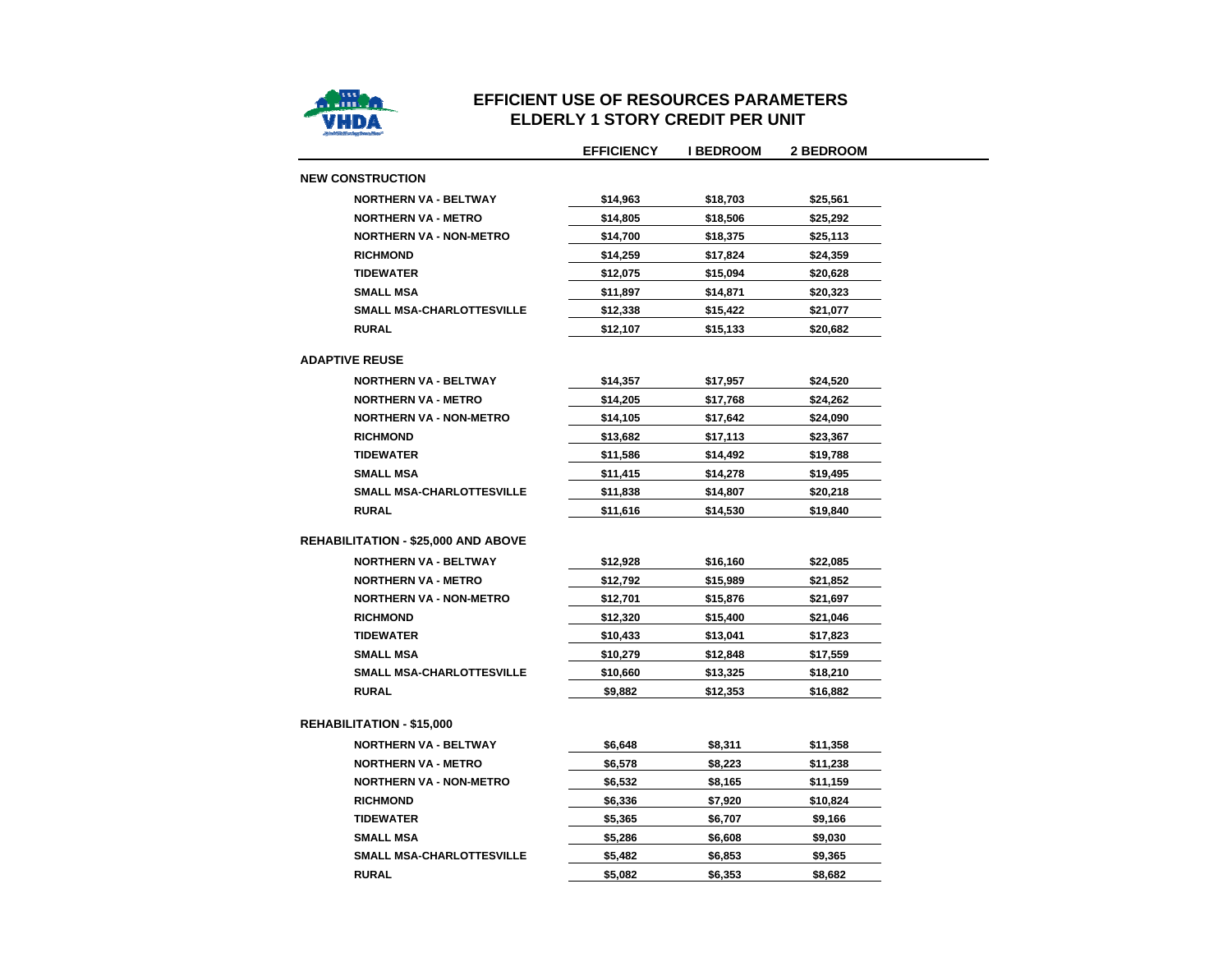# EFFICIENT USE OF RESOURCES PARAMETERS
## ELDERLY 1 STORY CREDIT PER UNIT

| | EFFICIENCY | I BEDROOM | 2 BEDROOM |
|---|---|---|---|
| **NEW CONSTRUCTION** | | | |
| NORTHERN VA - BELTWAY | $14,963 | $18,703 | $25,561 |
| NORTHERN VA - METRO | $14,805 | $18,506 | $25,292 |
| NORTHERN VA - NON-METRO | $14,700 | $18,375 | $25,113 |
| RICHMOND | $14,259 | $17,824 | $24,359 |
| TIDEWATER | $12,075 | $15,094 | $20,628 |
| SMALL MSA | $11,897 | $14,871 | $20,323 |
| SMALL MSA-CHARLOTTESVILLE | $12,338 | $15,422 | $21,077 |
| RURAL | $12,107 | $15,133 | $20,682 |
| **ADAPTIVE REUSE** | | | |
| NORTHERN VA - BELTWAY | $14,357 | $17,957 | $24,520 |
| NORTHERN VA - METRO | $14,205 | $17,768 | $24,262 |
| NORTHERN VA - NON-METRO | $14,105 | $17,642 | $24,090 |
| RICHMOND | $13,682 | $17,113 | $23,367 |
| TIDEWATER | $11,586 | $14,492 | $19,788 |
| SMALL MSA | $11,415 | $14,278 | $19,495 |
| SMALL MSA-CHARLOTTESVILLE | $11,838 | $14,807 | $20,218 |
| RURAL | $11,616 | $14,530 | $19,840 |
| **REHABILITATION - $25,000 AND ABOVE** | | | |
| NORTHERN VA - BELTWAY | $12,928 | $16,160 | $22,085 |
| NORTHERN VA - METRO | $12,792 | $15,989 | $21,852 |
| NORTHERN VA - NON-METRO | $12,701 | $15,876 | $21,697 |
| RICHMOND | $12,320 | $15,400 | $21,046 |
| TIDEWATER | $10,433 | $13,041 | $17,823 |
| SMALL MSA | $10,279 | $12,848 | $17,559 |
| SMALL MSA-CHARLOTTESVILLE | $10,660 | $13,325 | $18,210 |
| RURAL | $9,882 | $12,353 | $16,882 |
| **REHABILITATION - $15,000** | | | |
| NORTHERN VA - BELTWAY | $6,648 | $8,311 | $11,358 |
| NORTHERN VA - METRO | $6,578 | $8,223 | $11,238 |
| NORTHERN VA - NON-METRO | $6,532 | $8,165 | $11,159 |
| RICHMOND | $6,336 | $7,920 | $10,824 |
| TIDEWATER | $5,365 | $6,707 | $9,166 |
| SMALL MSA | $5,286 | $6,608 | $9,030 |
| SMALL MSA-CHARLOTTESVILLE | $5,482 | $6,853 | $9,365 |
| RURAL | $5,082 | $6,353 | $8,682 |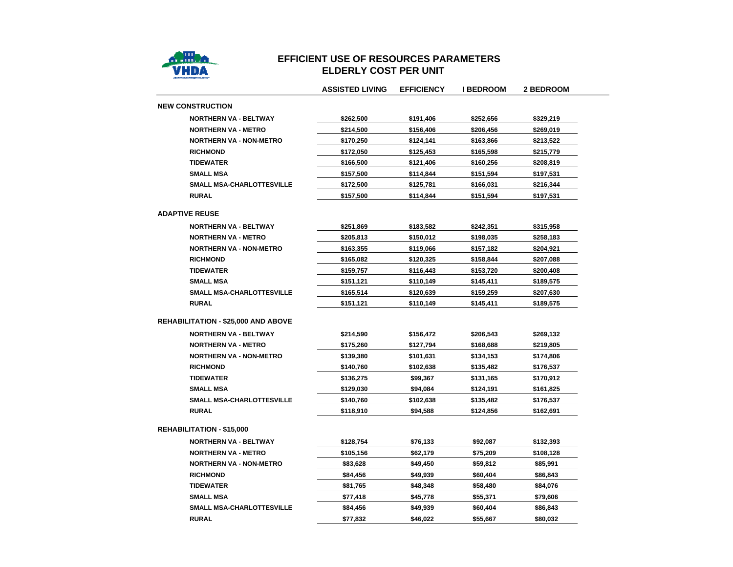# EFFICIENT USE OF RESOURCES PARAMETERS
## ELDERLY COST PER UNIT

| | ASSISTED LIVING | EFFICIENCY | I BEDROOM | 2 BEDROOM |
|---|---|---|---|---|
| **NEW CONSTRUCTION** | | | | |
| NORTHERN VA - BELTWAY | $262,500 | $191,406 | $252,656 | $329,219 |
| NORTHERN VA - METRO | $214,500 | $156,406 | $206,456 | $269,019 |
| NORTHERN VA - NON-METRO | $170,250 | $124,141 | $163,866 | $213,522 |
| RICHMOND | $172,050 | $125,453 | $165,598 | $215,779 |
| TIDEWATER | $166,500 | $121,406 | $160,256 | $208,819 |
| SMALL MSA | $157,500 | $114,844 | $151,594 | $197,531 |
| SMALL MSA-CHARLOTTESVILLE | $172,500 | $125,781 | $166,031 | $216,344 |
| RURAL | $157,500 | $114,844 | $151,594 | $197,531 |
| **ADAPTIVE REUSE** | | | | |
| NORTHERN VA - BELTWAY | $251,869 | $183,582 | $242,351 | $315,958 |
| NORTHERN VA - METRO | $205,813 | $150,012 | $198,035 | $258,183 |
| NORTHERN VA - NON-METRO | $163,355 | $119,066 | $157,182 | $204,921 |
| RICHMOND | $165,082 | $120,325 | $158,844 | $207,088 |
| TIDEWATER | $159,757 | $116,443 | $153,720 | $200,408 |
| SMALL MSA | $151,121 | $110,149 | $145,411 | $189,575 |
| SMALL MSA-CHARLOTTESVILLE | $165,514 | $120,639 | $159,259 | $207,630 |
| RURAL | $151,121 | $110,149 | $145,411 | $189,575 |
| **REHABILITATION - $25,000 AND ABOVE** | | | | |
| NORTHERN VA - BELTWAY | $214,590 | $156,472 | $206,543 | $269,132 |
| NORTHERN VA - METRO | $175,260 | $127,794 | $168,688 | $219,805 |
| NORTHERN VA - NON-METRO | $139,380 | $101,631 | $134,153 | $174,806 |
| RICHMOND | $140,760 | $102,638 | $135,482 | $176,537 |
| TIDEWATER | $136,275 | $99,367 | $131,165 | $170,912 |
| SMALL MSA | $129,030 | $94,084 | $124,191 | $161,825 |
| SMALL MSA-CHARLOTTESVILLE | $140,760 | $102,638 | $135,482 | $176,537 |
| RURAL | $118,910 | $94,588 | $124,856 | $162,691 |
| **REHABILITATION - $15,000** | | | | |
| NORTHERN VA - BELTWAY | $128,754 | $76,133 | $92,087 | $132,393 |
| NORTHERN VA - METRO | $105,156 | $62,179 | $75,209 | $108,128 |
| NORTHERN VA - NON-METRO | $83,628 | $49,450 | $59,812 | $85,991 |
| RICHMOND | $84,456 | $49,939 | $60,404 | $86,843 |
| TIDEWATER | $81,765 | $48,348 | $58,480 | $84,076 |
| SMALL MSA | $77,418 | $45,778 | $55,371 | $79,606 |
| SMALL MSA-CHARLOTTESVILLE | $84,456 | $49,939 | $60,404 | $86,843 |
| RURAL | $77,832 | $46,022 | $55,667 | $80,032 |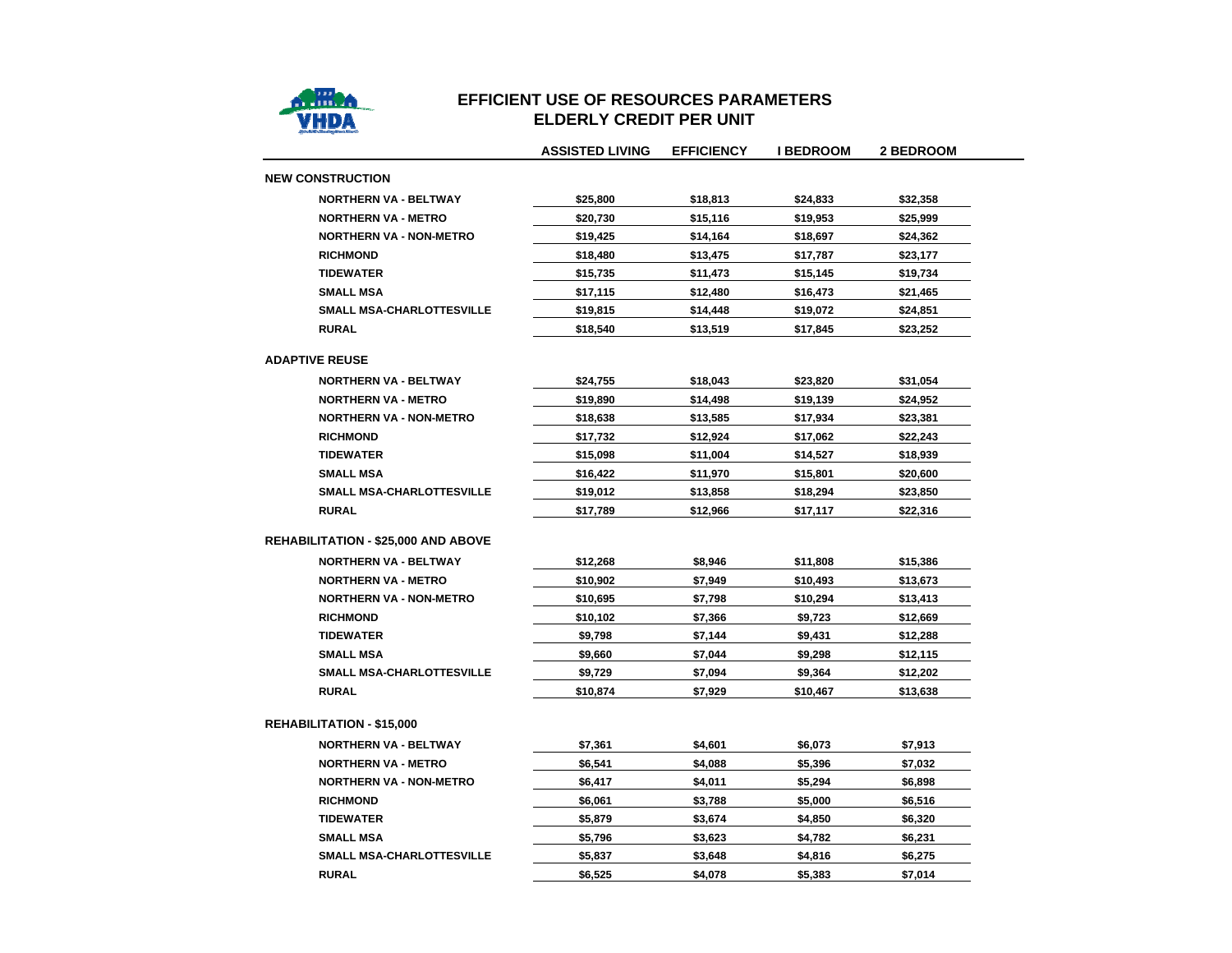# EFFICIENT USE OF RESOURCES PARAMETERS
## ELDERLY CREDIT PER UNIT

| | ASSISTED LIVING | EFFICIENCY | I BEDROOM | 2 BEDROOM |
|---|---|---|---|---|
| **NEW CONSTRUCTION** | | | | |
| NORTHERN VA - BELTWAY | $25,800 | $18,813 | $24,833 | $32,358 |
| NORTHERN VA - METRO | $20,730 | $15,116 | $19,953 | $25,999 |
| NORTHERN VA - NON-METRO | $19,425 | $14,164 | $18,697 | $24,362 |
| RICHMOND | $18,480 | $13,475 | $17,787 | $23,177 |
| TIDEWATER | $15,735 | $11,473 | $15,145 | $19,734 |
| SMALL MSA | $17,115 | $12,480 | $16,473 | $21,465 |
| SMALL MSA-CHARLOTTESVILLE | $19,815 | $14,448 | $19,072 | $24,851 |
| RURAL | $18,540 | $13,519 | $17,845 | $23,252 |
| **ADAPTIVE REUSE** | | | | |
| NORTHERN VA - BELTWAY | $24,755 | $18,043 | $23,820 | $31,054 |
| NORTHERN VA - METRO | $19,890 | $14,498 | $19,139 | $24,952 |
| NORTHERN VA - NON-METRO | $18,638 | $13,585 | $17,934 | $23,381 |
| RICHMOND | $17,732 | $12,924 | $17,062 | $22,243 |
| TIDEWATER | $15,098 | $11,004 | $14,527 | $18,939 |
| SMALL MSA | $16,422 | $11,970 | $15,801 | $20,600 |
| SMALL MSA-CHARLOTTESVILLE | $19,012 | $13,858 | $18,294 | $23,850 |
| RURAL | $17,789 | $12,966 | $17,117 | $22,316 |
| **REHABILITATION - $25,000 AND ABOVE** | | | | |
| NORTHERN VA - BELTWAY | $12,268 | $8,946 | $11,808 | $15,386 |
| NORTHERN VA - METRO | $10,902 | $7,949 | $10,493 | $13,673 |
| NORTHERN VA - NON-METRO | $10,695 | $7,798 | $10,294 | $13,413 |
| RICHMOND | $10,102 | $7,366 | $9,723 | $12,669 |
| TIDEWATER | $9,798 | $7,144 | $9,431 | $12,288 |
| SMALL MSA | $9,660 | $7,044 | $9,298 | $12,115 |
| SMALL MSA-CHARLOTTESVILLE | $9,729 | $7,094 | $9,364 | $12,202 |
| RURAL | $10,874 | $7,929 | $10,467 | $13,638 |
| **REHABILITATION - $15,000** | | | | |
| NORTHERN VA - BELTWAY | $7,361 | $4,601 | $6,073 | $7,913 |
| NORTHERN VA - METRO | $6,541 | $4,088 | $5,396 | $7,032 |
| NORTHERN VA - NON-METRO | $6,417 | $4,011 | $5,294 | $6,898 |
| RICHMOND | $6,061 | $3,788 | $5,000 | $6,516 |
| TIDEWATER | $5,879 | $3,674 | $4,850 | $6,320 |
| SMALL MSA | $5,796 | $3,623 | $4,782 | $6,231 |
| SMALL MSA-CHARLOTTESVILLE | $5,837 | $3,648 | $4,816 | $6,275 |
| RURAL | $6,525 | $4,078 | $5,383 | $7,014 |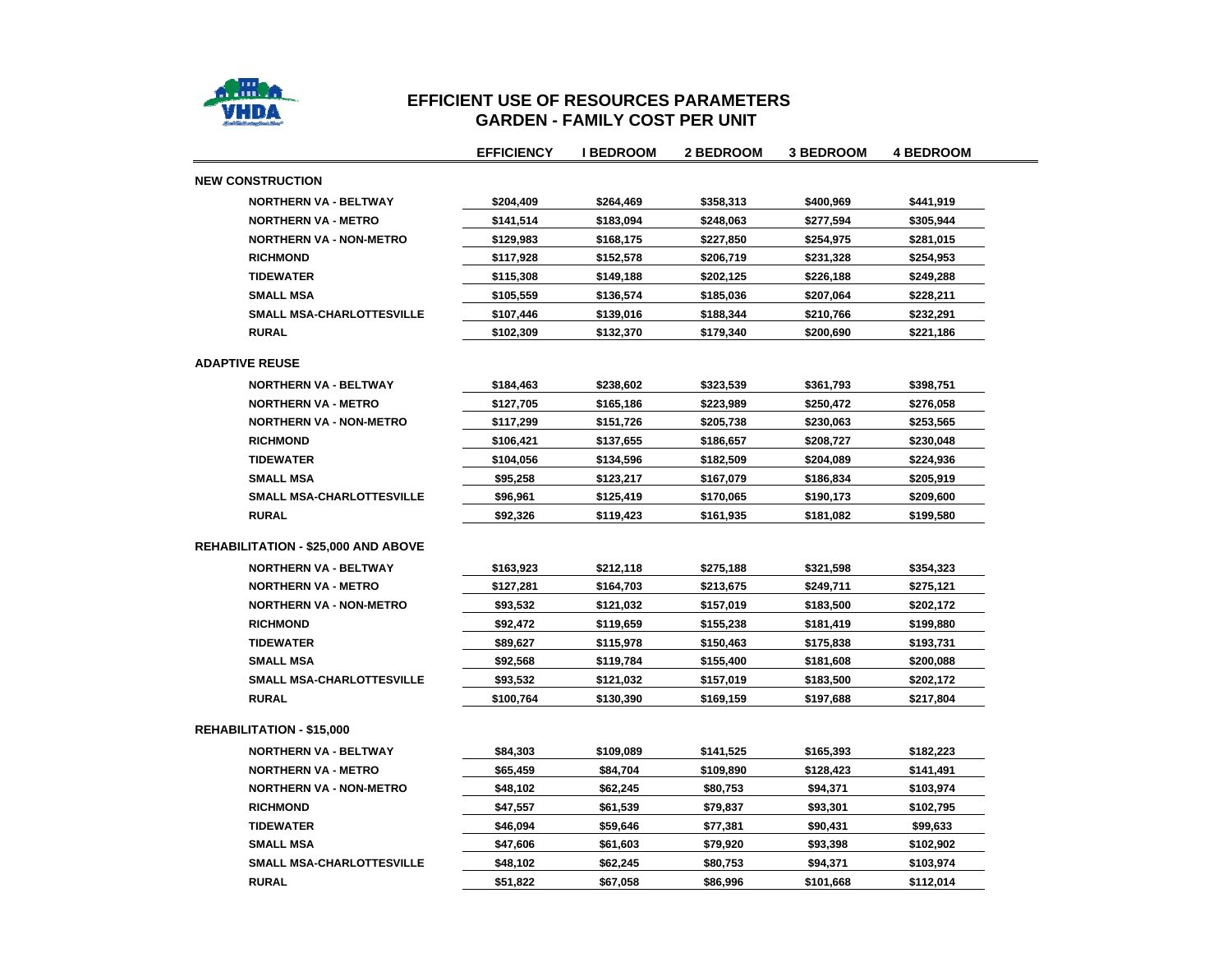# EFFICIENT USE OF RESOURCES PARAMETERS

## GARDEN - FAMILY COST PER UNIT

| | EFFICIENCY | I BEDROOM | 2 BEDROOM | 3 BEDROOM | 4 BEDROOM |
|---|---|---|---|---|---|
| **NEW CONSTRUCTION** | | | | | |
| NORTHERN VA - BELTWAY | $204,409 | $264,469 | $358,313 | $400,969 | $441,919 |
| NORTHERN VA - METRO | $141,514 | $183,094 | $248,063 | $277,594 | $305,944 |
| NORTHERN VA - NON-METRO | $129,983 | $168,175 | $227,850 | $254,975 | $281,015 |
| RICHMOND | $117,928 | $152,578 | $206,719 | $231,328 | $254,953 |
| TIDEWATER | $115,308 | $149,188 | $202,125 | $226,188 | $249,288 |
| SMALL MSA | $105,559 | $136,574 | $185,036 | $207,064 | $228,211 |
| SMALL MSA-CHARLOTTESVILLE | $107,446 | $139,016 | $188,344 | $210,766 | $232,291 |
| RURAL | $102,309 | $132,370 | $179,340 | $200,690 | $221,186 |
| **ADAPTIVE REUSE** | | | | | |
| NORTHERN VA - BELTWAY | $184,463 | $238,602 | $323,539 | $361,793 | $398,751 |
| NORTHERN VA - METRO | $127,705 | $165,186 | $223,989 | $250,472 | $276,058 |
| NORTHERN VA - NON-METRO | $117,299 | $151,726 | $205,738 | $230,063 | $253,565 |
| RICHMOND | $106,421 | $137,655 | $186,657 | $208,727 | $230,048 |
| TIDEWATER | $104,056 | $134,596 | $182,509 | $204,089 | $224,936 |
| SMALL MSA | $95,258 | $123,217 | $167,079 | $186,834 | $205,919 |
| SMALL MSA-CHARLOTTESVILLE | $96,961 | $125,419 | $170,065 | $190,173 | $209,600 |
| RURAL | $92,326 | $119,423 | $161,935 | $181,082 | $199,580 |
| **REHABILITATION - $25,000 AND ABOVE** | | | | | |
| NORTHERN VA - BELTWAY | $163,923 | $212,118 | $275,188 | $321,598 | $354,323 |
| NORTHERN VA - METRO | $127,281 | $164,703 | $213,675 | $249,711 | $275,121 |
| NORTHERN VA - NON-METRO | $93,532 | $121,032 | $157,019 | $183,500 | $202,172 |
| RICHMOND | $92,472 | $119,659 | $155,238 | $181,419 | $199,880 |
| TIDEWATER | $89,627 | $115,978 | $150,463 | $175,838 | $193,731 |
| SMALL MSA | $92,568 | $119,784 | $155,400 | $181,608 | $200,088 |
| SMALL MSA-CHARLOTTESVILLE | $93,532 | $121,032 | $157,019 | $183,500 | $202,172 |
| RURAL | $100,764 | $130,390 | $169,159 | $197,688 | $217,804 |
| **REHABILITATION - $15,000** | | | | | |
| NORTHERN VA - BELTWAY | $84,303 | $109,089 | $141,525 | $165,393 | $182,223 |
| NORTHERN VA - METRO | $65,459 | $84,704 | $109,890 | $128,423 | $141,491 |
| NORTHERN VA - NON-METRO | $48,102 | $62,245 | $80,753 | $94,371 | $103,974 |
| RICHMOND | $47,557 | $61,539 | $79,837 | $93,301 | $102,795 |
| TIDEWATER | $46,094 | $59,646 | $77,381 | $90,431 | $99,633 |
| SMALL MSA | $47,606 | $61,603 | $79,920 | $93,398 | $102,902 |
| SMALL MSA-CHARLOTTESVILLE | $48,102 | $62,245 | $80,753 | $94,371 | $103,974 |
| RURAL | $51,822 | $67,058 | $86,996 | $101,668 | $112,014 |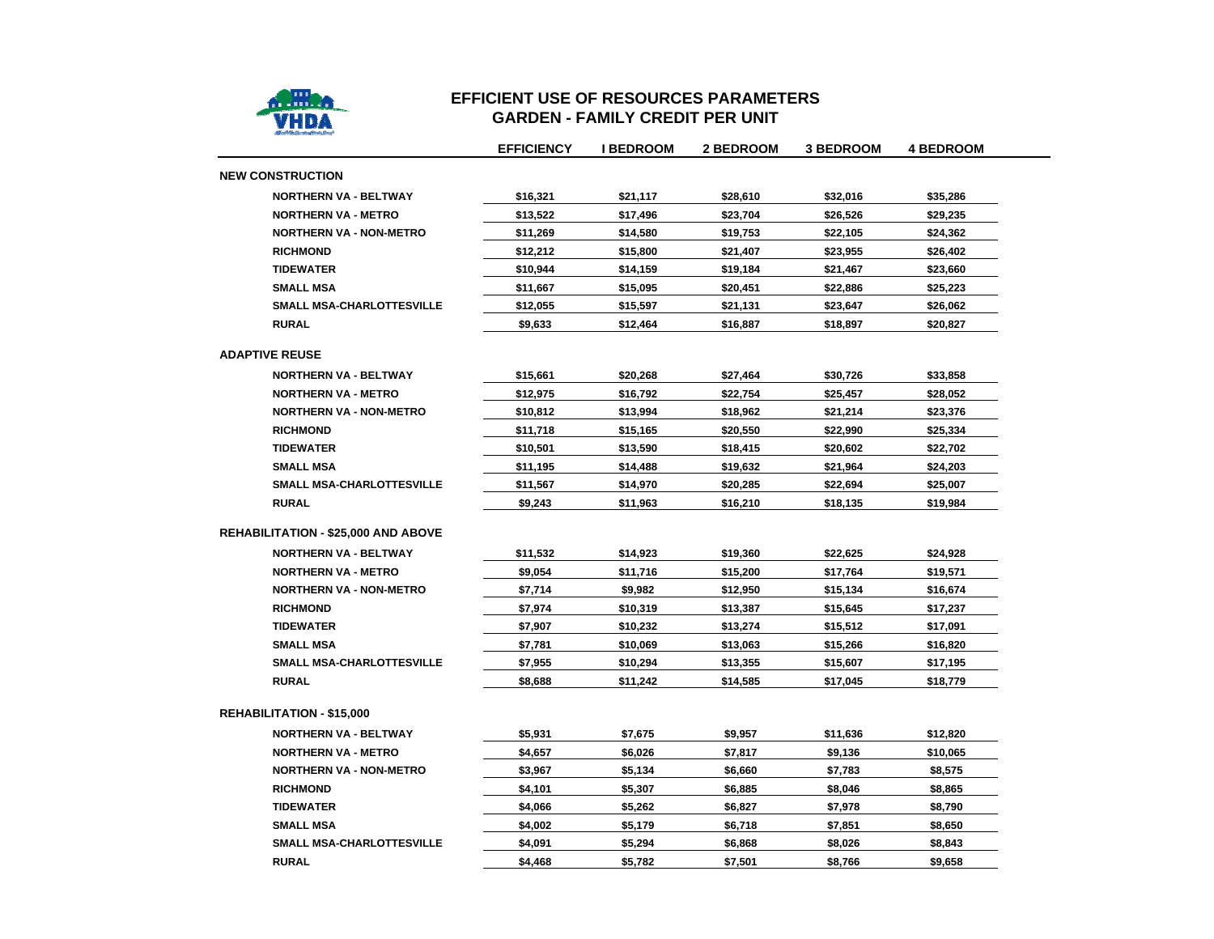# EFFICIENT USE OF RESOURCES PARAMETERS
## GARDEN - FAMILY CREDIT PER UNIT

| | EFFICIENCY | I BEDROOM | 2 BEDROOM | 3 BEDROOM | 4 BEDROOM |
|---|---|---|---|---|---|
| **NEW CONSTRUCTION** | | | | | |
| NORTHERN VA - BELTWAY | $16,321 | $21,117 | $28,610 | $32,016 | $35,286 |
| NORTHERN VA - METRO | $13,522 | $17,496 | $23,704 | $26,526 | $29,235 |
| NORTHERN VA - NON-METRO | $11,269 | $14,580 | $19,753 | $22,105 | $24,362 |
| RICHMOND | $12,212 | $15,800 | $21,407 | $23,955 | $26,402 |
| TIDEWATER | $10,944 | $14,159 | $19,184 | $21,467 | $23,660 |
| SMALL MSA | $11,667 | $15,095 | $20,451 | $22,886 | $25,223 |
| SMALL MSA-CHARLOTTESVILLE | $12,055 | $15,597 | $21,131 | $23,647 | $26,062 |
| RURAL | $9,633 | $12,464 | $16,887 | $18,897 | $20,827 |
| **ADAPTIVE REUSE** | | | | | |
| NORTHERN VA - BELTWAY | $15,661 | $20,268 | $27,464 | $30,726 | $33,858 |
| NORTHERN VA - METRO | $12,975 | $16,792 | $22,754 | $25,457 | $28,052 |
| NORTHERN VA - NON-METRO | $10,812 | $13,994 | $18,962 | $21,214 | $23,376 |
| RICHMOND | $11,718 | $15,165 | $20,550 | $22,990 | $25,334 |
| TIDEWATER | $10,501 | $13,590 | $18,415 | $20,602 | $22,702 |
| SMALL MSA | $11,195 | $14,488 | $19,632 | $21,964 | $24,203 |
| SMALL MSA-CHARLOTTESVILLE | $11,567 | $14,970 | $20,285 | $22,694 | $25,007 |
| RURAL | $9,243 | $11,963 | $16,210 | $18,135 | $19,984 |
| **REHABILITATION - $25,000 AND ABOVE** | | | | | |
| NORTHERN VA - BELTWAY | $11,532 | $14,923 | $19,360 | $22,625 | $24,928 |
| NORTHERN VA - METRO | $9,054 | $11,716 | $15,200 | $17,764 | $19,571 |
| NORTHERN VA - NON-METRO | $7,714 | $9,982 | $12,950 | $15,134 | $16,674 |
| RICHMOND | $7,974 | $10,319 | $13,387 | $15,645 | $17,237 |
| TIDEWATER | $7,907 | $10,232 | $13,274 | $15,512 | $17,091 |
| SMALL MSA | $7,781 | $10,069 | $13,063 | $15,266 | $16,820 |
| SMALL MSA-CHARLOTTESVILLE | $7,955 | $10,294 | $13,355 | $15,607 | $17,195 |
| RURAL | $8,688 | $11,242 | $14,585 | $17,045 | $18,779 |
| **REHABILITATION - $15,000** | | | | | |
| NORTHERN VA - BELTWAY | $5,931 | $7,675 | $9,957 | $11,636 | $12,820 |
| NORTHERN VA - METRO | $4,657 | $6,026 | $7,817 | $9,136 | $10,065 |
| NORTHERN VA - NON-METRO | $3,967 | $5,134 | $6,660 | $7,783 | $8,575 |
| RICHMOND | $4,101 | $5,307 | $6,885 | $8,046 | $8,865 |
| TIDEWATER | $4,066 | $5,262 | $6,827 | $7,978 | $8,790 |
| SMALL MSA | $4,002 | $5,179 | $6,718 | $7,851 | $8,650 |
| SMALL MSA-CHARLOTTESVILLE | $4,091 | $5,294 | $6,868 | $8,026 | $8,843 |
| RURAL | $4,468 | $5,782 | $7,501 | $8,766 | $9,658 |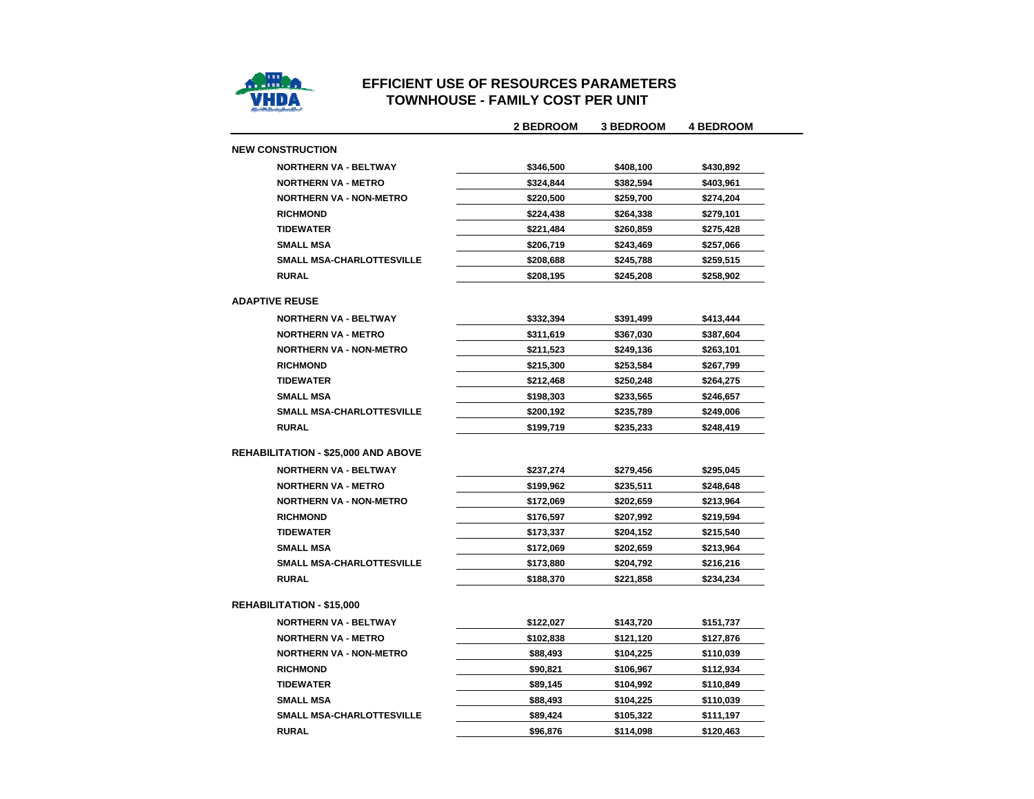# EFFICIENT USE OF RESOURCES PARAMETERS
## TOWNHOUSE - FAMILY COST PER UNIT

| | 2 BEDROOM | 3 BEDROOM | 4 BEDROOM |
|---|---|---|---|
| **NEW CONSTRUCTION** | | | |
| NORTHERN VA - BELTWAY | $346,500 | $408,100 | $430,892 |
| NORTHERN VA - METRO | $324,844 | $382,594 | $403,961 |
| NORTHERN VA - NON-METRO | $220,500 | $259,700 | $274,204 |
| RICHMOND | $224,438 | $264,338 | $279,101 |
| TIDEWATER | $221,484 | $260,859 | $275,428 |
| SMALL MSA | $206,719 | $243,469 | $257,066 |
| SMALL MSA-CHARLOTTESVILLE | $208,688 | $245,788 | $259,515 |
| RURAL | $208,195 | $245,208 | $258,902 |
| **ADAPTIVE REUSE** | | | |
| NORTHERN VA - BELTWAY | $332,394 | $391,499 | $413,444 |
| NORTHERN VA - METRO | $311,619 | $367,030 | $387,604 |
| NORTHERN VA - NON-METRO | $211,523 | $249,136 | $263,101 |
| RICHMOND | $215,300 | $253,584 | $267,799 |
| TIDEWATER | $212,468 | $250,248 | $264,275 |
| SMALL MSA | $198,303 | $233,565 | $246,657 |
| SMALL MSA-CHARLOTTESVILLE | $200,192 | $235,789 | $249,006 |
| RURAL | $199,719 | $235,233 | $248,419 |
| **REHABILITATION - $25,000 AND ABOVE** | | | |
| NORTHERN VA - BELTWAY | $237,274 | $279,456 | $295,045 |
| NORTHERN VA - METRO | $199,962 | $235,511 | $248,648 |
| NORTHERN VA - NON-METRO | $172,069 | $202,659 | $213,964 |
| RICHMOND | $176,597 | $207,992 | $219,594 |
| TIDEWATER | $173,337 | $204,152 | $215,540 |
| SMALL MSA | $172,069 | $202,659 | $213,964 |
| SMALL MSA-CHARLOTTESVILLE | $173,880 | $204,792 | $216,216 |
| RURAL | $188,370 | $221,858 | $234,234 |
| **REHABILITATION - $15,000** | | | |
| NORTHERN VA - BELTWAY | $122,027 | $143,720 | $151,737 |
| NORTHERN VA - METRO | $102,838 | $121,120 | $127,876 |
| NORTHERN VA - NON-METRO | $88,493 | $104,225 | $110,039 |
| RICHMOND | $90,821 | $106,967 | $112,934 |
| TIDEWATER | $89,145 | $104,992 | $110,849 |
| SMALL MSA | $88,493 | $104,225 | $110,039 |
| SMALL MSA-CHARLOTTESVILLE | $89,424 | $105,322 | $111,197 |
| RURAL | $96,876 | $114,098 | $120,463 |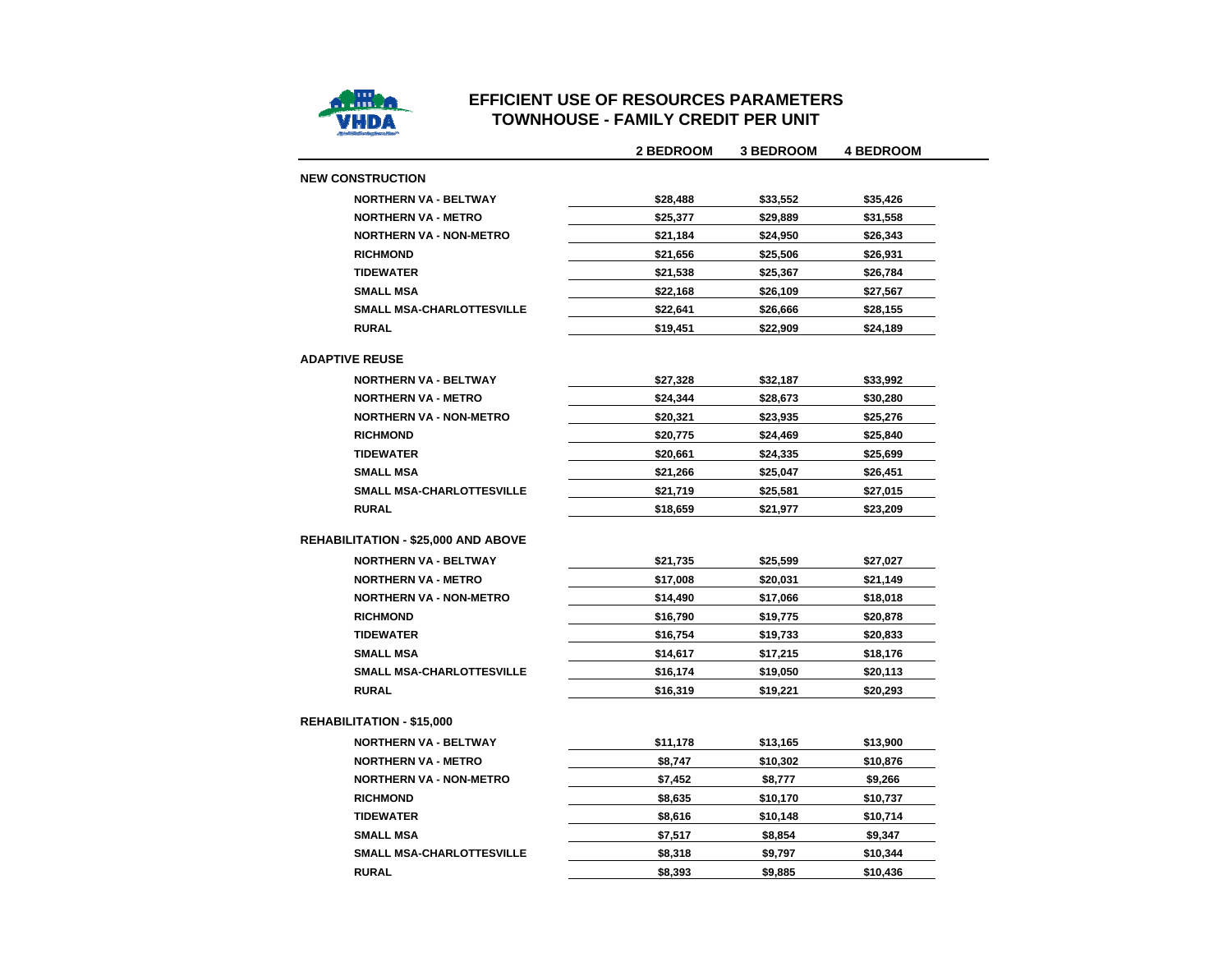# EFFICIENT USE OF RESOURCES PARAMETERS
## TOWNHOUSE - FAMILY CREDIT PER UNIT

| | 2 BEDROOM | 3 BEDROOM | 4 BEDROOM |
|---|---|---|---|
| **NEW CONSTRUCTION** | | | |
| NORTHERN VA - BELTWAY | $28,488 | $33,552 | $35,426 |
| NORTHERN VA - METRO | $25,377 | $29,889 | $31,558 |
| NORTHERN VA - NON-METRO | $21,184 | $24,950 | $26,343 |
| RICHMOND | $21,656 | $25,506 | $26,931 |
| TIDEWATER | $21,538 | $25,367 | $26,784 |
| SMALL MSA | $22,168 | $26,109 | $27,567 |
| SMALL MSA-CHARLOTTESVILLE | $22,641 | $26,666 | $28,155 |
| RURAL | $19,451 | $22,909 | $24,189 |
| **ADAPTIVE REUSE** | | | |
| NORTHERN VA - BELTWAY | $27,328 | $32,187 | $33,992 |
| NORTHERN VA - METRO | $24,344 | $28,673 | $30,280 |
| NORTHERN VA - NON-METRO | $20,321 | $23,935 | $25,276 |
| RICHMOND | $20,775 | $24,469 | $25,840 |
| TIDEWATER | $20,661 | $24,335 | $25,699 |
| SMALL MSA | $21,266 | $25,047 | $26,451 |
| SMALL MSA-CHARLOTTESVILLE | $21,719 | $25,581 | $27,015 |
| RURAL | $18,659 | $21,977 | $23,209 |
| **REHABILITATION - $25,000 AND ABOVE** | | | |
| NORTHERN VA - BELTWAY | $21,735 | $25,599 | $27,027 |
| NORTHERN VA - METRO | $17,008 | $20,031 | $21,149 |
| NORTHERN VA - NON-METRO | $14,490 | $17,066 | $18,018 |
| RICHMOND | $16,790 | $19,775 | $20,878 |
| TIDEWATER | $16,754 | $19,733 | $20,833 |
| SMALL MSA | $14,617 | $17,215 | $18,176 |
| SMALL MSA-CHARLOTTESVILLE | $16,174 | $19,050 | $20,113 |
| RURAL | $16,319 | $19,221 | $20,293 |
| **REHABILITATION - $15,000** | | | |
| NORTHERN VA - BELTWAY | $11,178 | $13,165 | $13,900 |
| NORTHERN VA - METRO | $8,747 | $10,302 | $10,876 |
| NORTHERN VA - NON-METRO | $7,452 | $8,777 | $9,266 |
| RICHMOND | $8,635 | $10,170 | $10,737 |
| TIDEWATER | $8,616 | $10,148 | $10,714 |
| SMALL MSA | $7,517 | $8,854 | $9,347 |
| SMALL MSA-CHARLOTTESVILLE | $8,318 | $9,797 | $10,344 |
| RURAL | $8,393 | $9,885 | $10,436 |